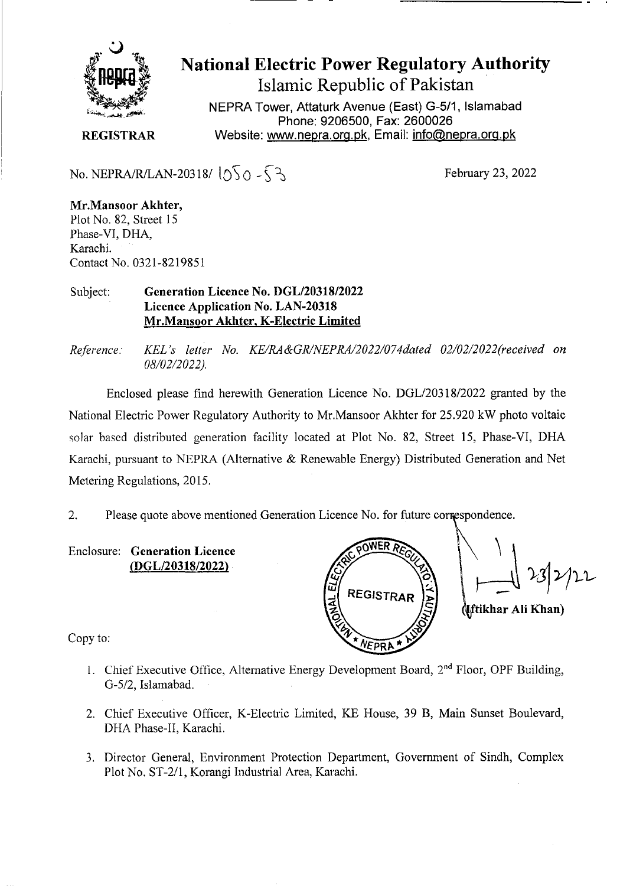# National Electric Power Regulatory Authority

Islamic Republic of Pakistan

NEPRA Tower, Attaturk Avenue (East) G-5/1, Islamabad
Phone: 9206500, Fax: 2600026
Website: www.nepra.org.pk, Email: info@nepra.org.pk

**REGISTRAR**

No. NEPRA/R/LAN-20318/ 1050 - 53

February 23, 2022

**Mr.Mansoor Akhter,**
Plot No. 82, Street 15
Phase-VI, DHA,
Karachi.
Contact No. 0321-8219851

Subject: **Generation Licence No. DGL/20318/2022**
**Licence Application No. LAN-20318**
**Mr.Mansoor Akhter, K-Electric Limited**

*Reference: KEL's letter No. KE/RA&GR/NEPRA/2022/074dated 02/02/2022(received on 08/02/2022).*

Enclosed please find herewith Generation Licence No. DGL/20318/2022 granted by the National Electric Power Regulatory Authority to Mr.Mansoor Akhter for 25.920 kW photo voltaic solar based distributed generation facility located at Plot No. 82, Street 15, Phase-VI, DHA Karachi, pursuant to NEPRA (Alternative & Renewable Energy) Distributed Generation and Net Metering Regulations, 2015.

2. Please quote above mentioned Generation Licence No. for future correspondence.

Enclosure: **Generation Licence (DGL/20318/2022)**

23/2/22
**(Iftikhar Ali Khan)**

Copy to:

1. Chief Executive Office, Alternative Energy Development Board, 2nd Floor, OPF Building, G-5/2, Islamabad.
2. Chief Executive Officer, K-Electric Limited, KE House, 39 B, Main Sunset Boulevard, DHA Phase-II, Karachi.
3. Director General, Environment Protection Department, Government of Sindh, Complex Plot No. ST-2/1, Korangi Industrial Area, Karachi.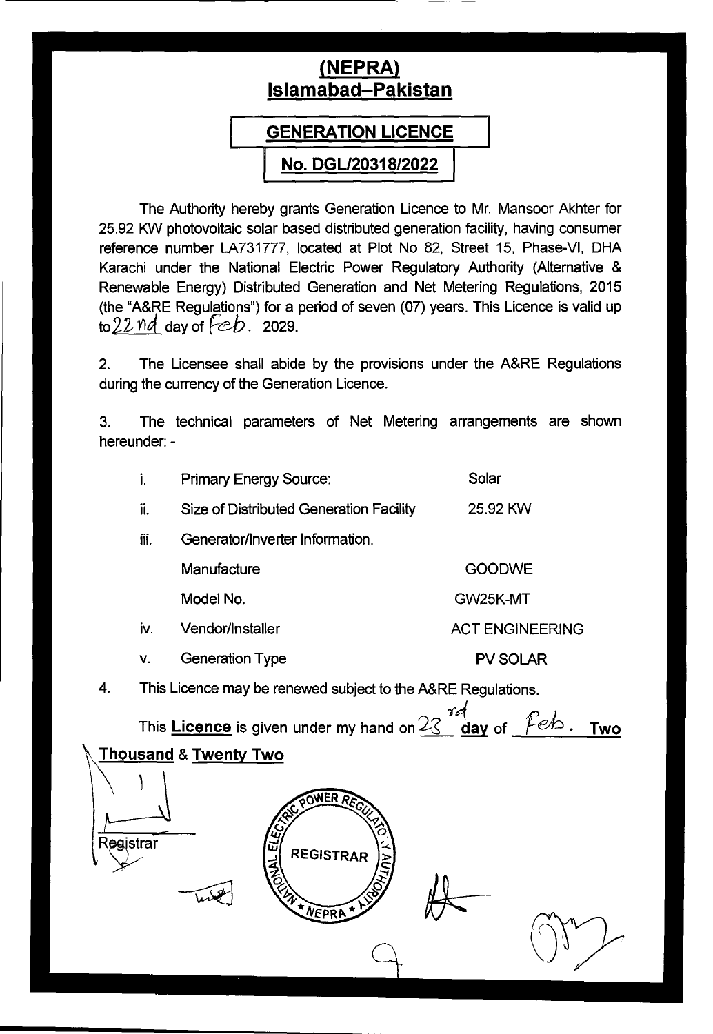# (NEPRA)
# Islamabad–Pakistan

## GENERATION LICENCE

## No. DGL/20318/2022

The Authority hereby grants Generation Licence to Mr. Mansoor Akhter for 25.92 KW photovoltaic solar based distributed generation facility, having consumer reference number LA731777, located at Plot No 82, Street 15, Phase-VI, DHA Karachi under the National Electric Power Regulatory Authority (Alternative & Renewable Energy) Distributed Generation and Net Metering Regulations, 2015 (the "A&RE Regulations") for a period of seven (07) years. This Licence is valid up to 22nd day of Feb. 2029.

2. The Licensee shall abide by the provisions under the A&RE Regulations during the currency of the Generation Licence.

3. The technical parameters of Net Metering arrangements are shown hereunder: -

| | | |
|---|---|---|
| i. | Primary Energy Source: | Solar |
| ii. | Size of Distributed Generation Facility | 25.92 KW |
| iii. | Generator/Inverter Information. | |
| | Manufacture | GOODWE |
| | Model No. | GW25K-MT |
| iv. | Vendor/Installer | ACT ENGINEERING |
| v. | Generation Type | PV SOLAR |

4. This Licence may be renewed subject to the A&RE Regulations.

This **Licence** is given under my hand on 23rd **day** of Feb. **Two Thousand** & **Twenty Two**

Registrar

NATIONAL ELECTRIC POWER REGULATORY AUTHORITY
REGISTRAR
NEPRA